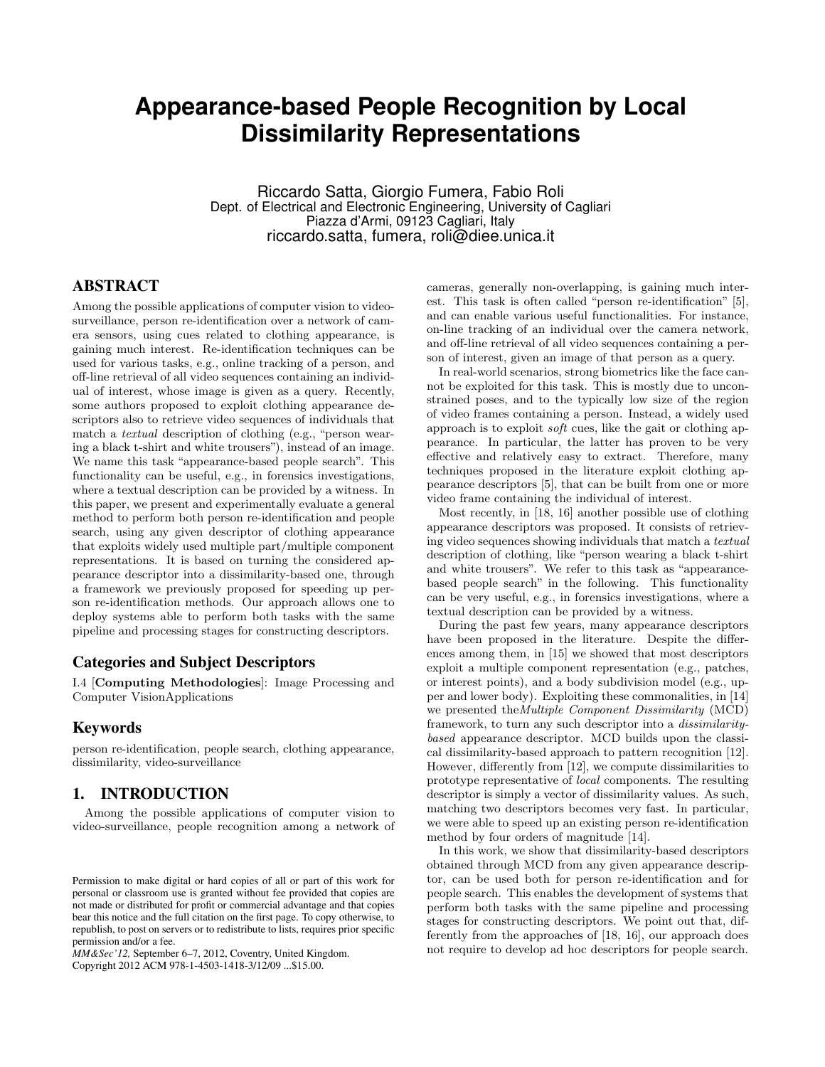# Appearance-based People Recognition by Local Dissimilarity Representations

Riccardo Satta, Giorgio Fumera, Fabio Roli
Dept. of Electrical and Electronic Engineering, University of Cagliari
Piazza d'Armi, 09123 Cagliari, Italy
riccardo.satta, fumera, roli@diee.unica.it

## ABSTRACT

Among the possible applications of computer vision to video-surveillance, person re-identification over a network of camera sensors, using cues related to clothing appearance, is gaining much interest. Re-identification techniques can be used for various tasks, e.g., online tracking of a person, and off-line retrieval of all video sequences containing an individual of interest, whose image is given as a query. Recently, some authors proposed to exploit clothing appearance descriptors also to retrieve video sequences of individuals that match a *textual* description of clothing (e.g., "person wearing a black t-shirt and white trousers"), instead of an image. We name this task "appearance-based people search". This functionality can be useful, e.g., in forensics investigations, where a textual description can be provided by a witness. In this paper, we present and experimentally evaluate a general method to perform both person re-identification and people search, using any given descriptor of clothing appearance that exploits widely used multiple part/multiple component representations. It is based on turning the considered appearance descriptor into a dissimilarity-based one, through a framework we previously proposed for speeding up person re-identification methods. Our approach allows one to deploy systems able to perform both tasks with the same pipeline and processing stages for constructing descriptors.

### Categories and Subject Descriptors

I.4 [**Computing Methodologies**]: Image Processing and Computer VisionApplications

### Keywords

person re-identification, people search, clothing appearance, dissimilarity, video-surveillance

## 1. INTRODUCTION

Among the possible applications of computer vision to video-surveillance, people recognition among a network of cameras, generally non-overlapping, is gaining much interest. This task is often called "person re-identification" [5], and can enable various useful functionalities. For instance, on-line tracking of an individual over the camera network, and off-line retrieval of all video sequences containing a person of interest, given an image of that person as a query.

In real-world scenarios, strong biometrics like the face cannot be exploited for this task. This is mostly due to unconstrained poses, and to the typically low size of the region of video frames containing a person. Instead, a widely used approach is to exploit *soft* cues, like the gait or clothing appearance. In particular, the latter has proven to be very effective and relatively easy to extract. Therefore, many techniques proposed in the literature exploit clothing appearance descriptors [5], that can be built from one or more video frame containing the individual of interest.

Most recently, in [18, 16] another possible use of clothing appearance descriptors was proposed. It consists of retrieving video sequences showing individuals that match a *textual* description of clothing, like "person wearing a black t-shirt and white trousers". We refer to this task as "appearance-based people search" in the following. This functionality can be very useful, e.g., in forensics investigations, where a textual description can be provided by a witness.

During the past few years, many appearance descriptors have been proposed in the literature. Despite the differences among them, in [15] we showed that most descriptors exploit a multiple component representation (e.g., patches, or interest points), and a body subdivision model (e.g., upper and lower body). Exploiting these commonalities, in [14] we presented the*Multiple Component Dissimilarity* (MCD) framework, to turn any such descriptor into a *dissimilarity-based* appearance descriptor. MCD builds upon the classical dissimilarity-based approach to pattern recognition [12]. However, differently from [12], we compute dissimilarities to prototype representative of *local* components. The resulting descriptor is simply a vector of dissimilarity values. As such, matching two descriptors becomes very fast. In particular, we were able to speed up an existing person re-identification method by four orders of magnitude [14].

In this work, we show that dissimilarity-based descriptors obtained through MCD from any given appearance descriptor, can be used both for person re-identification and for people search. This enables the development of systems that perform both tasks with the same pipeline and processing stages for constructing descriptors. We point out that, differently from the approaches of [18, 16], our approach does not require to develop ad hoc descriptors for people search.

Permission to make digital or hard copies of all or part of this work for personal or classroom use is granted without fee provided that copies are not made or distributed for profit or commercial advantage and that copies bear this notice and the full citation on the first page. To copy otherwise, to republish, to post on servers or to redistribute to lists, requires prior specific permission and/or a fee.
*MM&Sec'12,* September 6–7, 2012, Coventry, United Kingdom.
Copyright 2012 ACM 978-1-4503-1418-3/12/09 ...$15.00.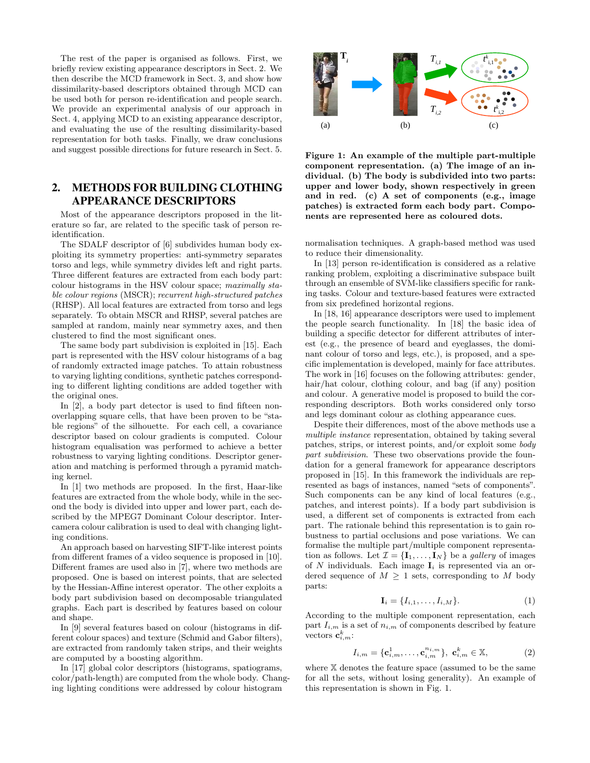The rest of the paper is organised as follows. First, we briefly review existing appearance descriptors in Sect. 2. We then describe the MCD framework in Sect. 3, and show how dissimilarity-based descriptors obtained through MCD can be used both for person re-identification and people search. We provide an experimental analysis of our approach in Sect. 4, applying MCD to an existing appearance descriptor, and evaluating the use of the resulting dissimilarity-based representation for both tasks. Finally, we draw conclusions and suggest possible directions for future research in Sect. 5.

## 2. METHODS FOR BUILDING CLOTHING APPEARANCE DESCRIPTORS

Most of the appearance descriptors proposed in the literature so far, are related to the specific task of person re-identification.

The SDALF descriptor of [6] subdivides human body exploiting its symmetry properties: anti-symmetry separates torso and legs, while symmetry divides left and right parts. Three different features are extracted from each body part: colour histograms in the HSV colour space; *maximally stable colour regions* (MSCR); *recurrent high-structured patches* (RHSP). All local features are extracted from torso and legs separately. To obtain MSCR and RHSP, several patches are sampled at random, mainly near symmetry axes, and then clustered to find the most significant ones.

The same body part subdivision is exploited in [15]. Each part is represented with the HSV colour histograms of a bag of randomly extracted image patches. To attain robustness to varying lighting conditions, synthetic patches corresponding to different lighting conditions are added together with the original ones.

In [2], a body part detector is used to find fifteen non-overlapping square cells, that have been proven to be "stable regions" of the silhouette. For each cell, a covariance descriptor based on colour gradients is computed. Colour histogram equalisation was performed to achieve a better robustness to varying lighting conditions. Descriptor generation and matching is performed through a pyramid matching kernel.

In [1] two methods are proposed. In the first, Haar-like features are extracted from the whole body, while in the second the body is divided into upper and lower part, each described by the MPEG7 Dominant Colour descriptor. Inter-camera colour calibration is used to deal with changing lighting conditions.

An approach based on harvesting SIFT-like interest points from different frames of a video sequence is proposed in [10]. Different frames are used also in [7], where two methods are proposed. One is based on interest points, that are selected by the Hessian-Affine interest operator. The other exploits a body part subdivision based on decomposable triangulated graphs. Each part is described by features based on colour and shape.

In [9] several features based on colour (histograms in different colour spaces) and texture (Schmid and Gabor filters), are extracted from randomly taken strips, and their weights are computed by a boosting algorithm.

In [17] global color descriptors (histograms, spatiograms, color/path-length) are computed from the whole body. Changing lighting conditions were addressed by colour histogram normalisation techniques. A graph-based method was used to reduce their dimensionality.

In [13] person re-identification is considered as a relative ranking problem, exploiting a discriminative subspace built through an ensemble of SVM-like classifiers specific for ranking tasks. Colour and texture-based features were extracted from six predefined horizontal regions.

In [18, 16] appearance descriptors were used to implement the people search functionality. In [18] the basic idea of building a specific detector for different attributes of interest (e.g., the presence of beard and eyeglasses, the dominant colour of torso and legs, etc.), is proposed, and a specific implementation is developed, mainly for face attributes. The work in [16] focuses on the following attributes: gender, hair/hat colour, clothing colour, and bag (if any) position and colour. A generative model is proposed to build the corresponding descriptors. Both works considered only torso and legs dominant colour as clothing appearance cues.

Despite their differences, most of the above methods use a *multiple instance* representation, obtained by taking several patches, strips, or interest points, and/or exploit some *body part subdivision*. These two observations provide the foundation for a general framework for appearance descriptors proposed in [15]. In this framework the individuals are represented as bags of instances, named "sets of components". Such components can be any kind of local features (e.g., patches, and interest points). If a body part subdivision is used, a different set of components is extracted from each part. The rationale behind this representation is to gain robustness to partial occlusions and pose variations. We can formalise the multiple part/multiple component representation as follows. Let $\mathcal{I} = \{\mathbf{I}_1, \ldots, \mathbf{I}_N\}$ be a *gallery* of images of $N$ individuals. Each image $\mathbf{I}_i$ is represented via an ordered sequence of $M \geq 1$ sets, corresponding to $M$ body parts:

$$\mathbf{I}_i = \{I_{i,1}, \ldots, I_{i,M}\}. \tag{1}$$

According to the multiple component representation, each part $I_{i,m}$ is a set of $n_{i,m}$ of components described by feature vectors $\mathbf{c}^k_{i,m}$:

$$I_{i,m} = \{\mathbf{c}^1_{i,m}, \ldots, \mathbf{c}^{n_{i,m}}_{i,m}\}, \ \mathbf{c}^k_{i,m} \in \mathbb{X}, \tag{2}$$

where $\mathbb{X}$ denotes the feature space (assumed to be the same for all the sets, without losing generality). An example of this representation is shown in Fig. 1.

**Figure 1: An example of the multiple part-multiple component representation. (a) The image of an individual. (b) The body is subdivided into two parts: upper and lower body, shown respectively in green and in red. (c) A set of components (e.g., image patches) is extracted form each body part. Components are represented here as coloured dots.**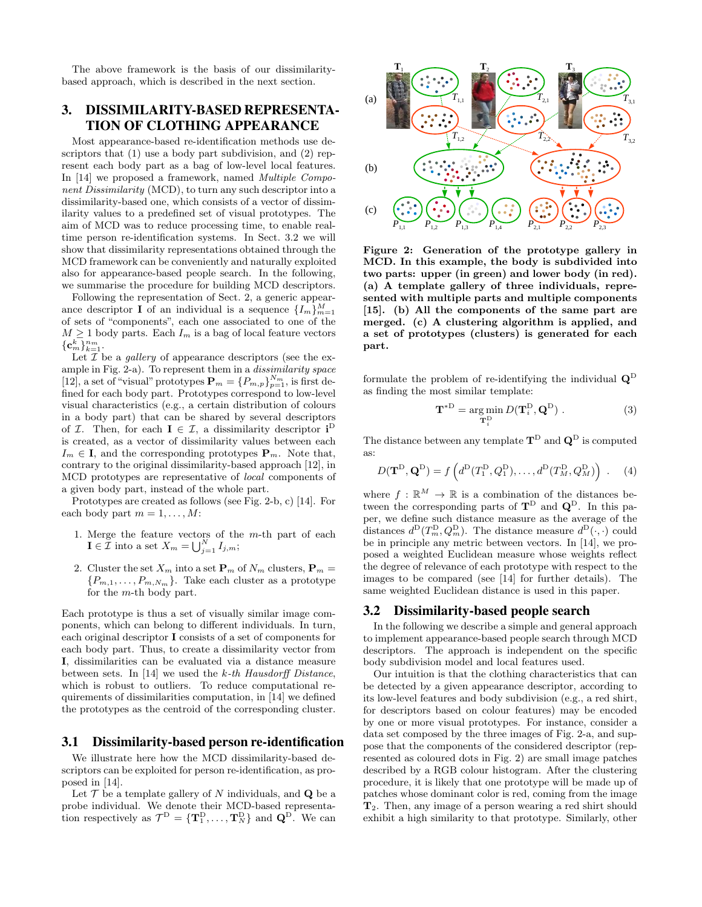The above framework is the basis of our dissimilarity-based approach, which is described in the next section.

## 3. DISSIMILARITY-BASED REPRESENTATION OF CLOTHING APPEARANCE

Most appearance-based re-identification methods use descriptors that (1) use a body part subdivision, and (2) represent each body part as a bag of low-level local features. In [14] we proposed a framework, named *Multiple Component Dissimilarity* (MCD), to turn any such descriptor into a dissimilarity-based one, which consists of a vector of dissimilarity values to a predefined set of visual prototypes. The aim of MCD was to reduce processing time, to enable real-time person re-identification systems. In Sect. 3.2 we will show that dissimilarity representations obtained through the MCD framework can be conveniently and naturally exploited also for appearance-based people search. In the following, we summarise the procedure for building MCD descriptors.

Following the representation of Sect. 2, a generic appearance descriptor $\mathbf{I}$ of an individual is a sequence $\{I_m\}_{m=1}^M$ of sets of "components", each one associated to one of the $M \geq 1$ body parts. Each $I_m$ is a bag of local feature vectors $\{\mathbf{c}_m^k\}_{k=1}^{n_m}$.

Let $\mathcal{I}$ be a *gallery* of appearance descriptors (see the example in Fig. 2-a). To represent them in a *dissimilarity space* [12], a set of "visual" prototypes $\mathbf{P}_m = \{P_{m,p}\}_{p=1}^{N_m}$ is first defined for each body part. Prototypes correspond to low-level visual characteristics (e.g., a certain distribution of colours in a body part) that can be shared by several descriptors of $\mathcal{I}$. Then, for each $\mathbf{I} \in \mathcal{I}$, a dissimilarity descriptor $\mathbf{i}^{\mathrm{D}}$ is created, as a vector of dissimilarity values between each $I_m \in \mathbf{I}$, and the corresponding prototypes $\mathbf{P}_m$. Note that, contrary to the original dissimilarity-based approach [12], in MCD prototypes are representative of *local* components of a given body part, instead of the whole part.

Prototypes are created as follows (see Fig. 2-b, c) [14]. For each body part $m = 1, \ldots, M$:

1. Merge the feature vectors of the $m$-th part of each $\mathbf{I} \in \mathcal{I}$ into a set $X_m = \bigcup_{j=1}^N I_{j,m}$;
2. Cluster the set $X_m$ into a set $\mathbf{P}_m$ of $N_m$ clusters, $\mathbf{P}_m = \{P_{m,1}, \ldots, P_{m,N_m}\}$. Take each cluster as a prototype for the $m$-th body part.

Each prototype is thus a set of visually similar image components, which can belong to different individuals. In turn, each original descriptor $\mathbf{I}$ consists of a set of components for each body part. Thus, to create a dissimilarity vector from $\mathbf{I}$, dissimilarities can be evaluated via a distance measure between sets. In [14] we used the *k-th Hausdorff Distance*, which is robust to outliers. To reduce computational requirements of dissimilarities computation, in [14] we defined the prototypes as the centroid of the corresponding cluster.

**Figure 2: Generation of the prototype gallery in MCD. In this example, the body is subdivided into two parts: upper (in green) and lower body (in red). (a) A template gallery of three individuals, represented with multiple parts and multiple components [15]. (b) All the components of the same part are merged. (c) A clustering algorithm is applied, and a set of prototypes (clusters) is generated for each part.**

### 3.1 Dissimilarity-based person re-identification

We illustrate here how the MCD dissimilarity-based descriptors can be exploited for person re-identification, as proposed in [14].

Let $\mathcal{T}$ be a template gallery of $N$ individuals, and $\mathbf{Q}$ be a probe individual. We denote their MCD-based representation respectively as $\mathcal{T}^{\mathrm{D}} = \{\mathbf{T}_1^{\mathrm{D}}, \ldots, \mathbf{T}_N^{\mathrm{D}}\}$ and $\mathbf{Q}^{\mathrm{D}}$. We can formulate the problem of re-identifying the individual $\mathbf{Q}^{\mathrm{D}}$ as finding the most similar template:

$$\mathbf{T}^{*\mathrm{D}} = \arg\min_{\mathbf{T}_i^{\mathrm{D}}} D(\mathbf{T}_i^{\mathrm{D}}, \mathbf{Q}^{\mathrm{D}}) \ . \tag{3}$$

The distance between any template $\mathbf{T}^{\mathrm{D}}$ and $\mathbf{Q}^{\mathrm{D}}$ is computed as:

$$D(\mathbf{T}^{\mathrm{D}}, \mathbf{Q}^{\mathrm{D}}) = f\left(d^{\mathrm{D}}(T_1^{\mathrm{D}}, Q_1^{\mathrm{D}}), \ldots, d^{\mathrm{D}}(T_M^{\mathrm{D}}, Q_M^{\mathrm{D}})\right) \ . \tag{4}$$

where $f : \mathbb{R}^M \to \mathbb{R}$ is a combination of the distances between the corresponding parts of $\mathbf{T}^{\mathrm{D}}$ and $\mathbf{Q}^{\mathrm{D}}$. In this paper, we define such distance measure as the average of the distances $d^{\mathrm{D}}(T_m^{\mathrm{D}}, Q_m^{\mathrm{D}})$. The distance measure $d^{\mathrm{D}}(\cdot, \cdot)$ could be in principle any metric between vectors. In [14], we proposed a weighted Euclidean measure whose weights reflect the degree of relevance of each prototype with respect to the images to be compared (see [14] for further details). The same weighted Euclidean distance is used in this paper.

### 3.2 Dissimilarity-based people search

In the following we describe a simple and general approach to implement appearance-based people search through MCD descriptors. The approach is independent on the specific body subdivision model and local features used.

Our intuition is that the clothing characteristics that can be detected by a given appearance descriptor, according to its low-level features and body subdivision (e.g., a red shirt, for descriptors based on colour features) may be encoded by one or more visual prototypes. For instance, consider a data set composed by the three images of Fig. 2-a, and suppose that the components of the considered descriptor (represented as coloured dots in Fig. 2) are small image patches described by a RGB colour histogram. After the clustering procedure, it is likely that one prototype will be made up of patches whose dominant color is red, coming from the image $\mathbf{T}_2$. Then, any image of a person wearing a red shirt should exhibit a high similarity to that prototype. Similarly, other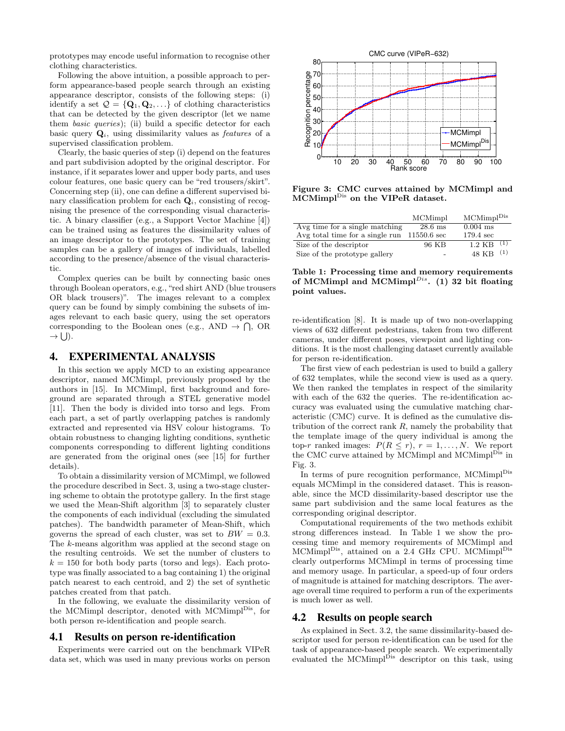prototypes may encode useful information to recognise other clothing characteristics.

Following the above intuition, a possible approach to perform appearance-based people search through an existing appearance descriptor, consists of the following steps: (i) identify a set $\mathcal{Q} = \{\mathbf{Q}_1, \mathbf{Q}_2, \ldots\}$ of clothing characteristics that can be detected by the given descriptor (let we name them *basic queries*); (ii) build a specific detector for each basic query $\mathbf{Q}_i$, using dissimilarity values as *features* of a supervised classification problem.

Clearly, the basic queries of step (i) depend on the features and part subdivision adopted by the original descriptor. For instance, if it separates lower and upper body parts, and uses colour features, one basic query can be "red trousers/skirt". Concerning step (ii), one can define a different supervised binary classification problem for each $\mathbf{Q}_i$, consisting of recognising the presence of the corresponding visual characteristic. A binary classifier (e.g., a Support Vector Machine [4]) can be trained using as features the dissimilarity values of an image descriptor to the prototypes. The set of training samples can be a gallery of images of individuals, labelled according to the presence/absence of the visual characteristic.

Complex queries can be built by connecting basic ones through Boolean operators, e.g., "red shirt AND (blue trousers OR black trousers)". The images relevant to a complex query can be found by simply combining the subsets of images relevant to each basic query, using the set operators corresponding to the Boolean ones (e.g., AND $\rightarrow \bigcap$, OR $\rightarrow \bigcup$).

## 4. EXPERIMENTAL ANALYSIS

In this section we apply MCD to an existing appearance descriptor, named MCMimpl, previously proposed by the authors in [15]. In MCMimpl, first background and foreground are separated through a STEL generative model [11]. Then the body is divided into torso and legs. From each part, a set of partly overlapping patches is randomly extracted and represented via HSV colour histograms. To obtain robustness to changing lighting conditions, synthetic components corresponding to different lighting conditions are generated from the original ones (see [15] for further details).

To obtain a dissimilarity version of MCMimpl, we followed the procedure described in Sect. 3, using a two-stage clustering scheme to obtain the prototype gallery. In the first stage we used the Mean-Shift algorithm [3] to separately cluster the components of each individual (excluding the simulated patches). The bandwidth parameter of Mean-Shift, which governs the spread of each cluster, was set to $BW = 0.3$. The $k$-means algorithm was applied at the second stage on the resulting centroids. We set the number of clusters to $k = 150$ for both body parts (torso and legs). Each prototype was finally associated to a bag containing 1) the original patch nearest to each centroid, and 2) the set of synthetic patches created from that patch.

In the following, we evaluate the dissimilarity version of the MCMimpl descriptor, denoted with MCMimpl$^{\text{Dis}}$, for both person re-identification and people search.

### 4.1 Results on person re-identification

Experiments were carried out on the benchmark VIPeR data set, which was used in many previous works on person re-identification [8]. It is made up of two non-overlapping views of 632 different pedestrians, taken from two different cameras, under different poses, viewpoint and lighting conditions. It is the most challenging dataset currently available for person re-identification.

The first view of each pedestrian is used to build a gallery of 632 templates, while the second view is used as a query. We then ranked the templates in respect of the similarity with each of the 632 the queries. The re-identification accuracy was evaluated using the cumulative matching characteristic (CMC) curve. It is defined as the cumulative distribution of the correct rank $R$, namely the probability that the template image of the query individual is among the top-$r$ ranked images: $P(R \leq r)$, $r = 1, \ldots, N$. We report the CMC curve attained by MCMimpl and MCMimpl$^{\text{Dis}}$ in Fig. 3.

**Figure 3: CMC curves attained by MCMimpl and MCMimpl$^{\text{Dis}}$ on the VIPeR dataset.**

| | MCMimpl | MCMimpl$^{\text{Dis}}$ |
|---|---|---|
| Avg time for a single matching | 28.6 ms | 0.004 ms |
| Avg total time for a single run | 11550.6 sec | 179.4 sec |
| Size of the descriptor | 96 KB | 1.2 KB (1) |
| Size of the prototype gallery | - | 48 KB (1) |

**Table 1: Processing time and memory requirements of MCMimpl and MCMimpl$^{Dis}$. (1) 32 bit floating point values.**

In terms of pure recognition performance, MCMimpl$^{\text{Dis}}$ equals MCMimpl in the considered dataset. This is reasonable, since the MCD dissimilarity-based descriptor use the same part subdivision and the same local features as the corresponding original descriptor.

Computational requirements of the two methods exhibit strong differences instead. In Table 1 we show the processing time and memory requirements of MCMimpl and MCMimpl$^{\text{Dis}}$, attained on a 2.4 GHz CPU. MCMimpl$^{\text{Dis}}$ clearly outperforms MCMimpl in terms of processing time and memory usage. In particular, a speed-up of four orders of magnitude is attained for matching descriptors. The average overall time required to perform a run of the experiments is much lower as well.

### 4.2 Results on people search

As explained in Sect. 3.2, the same dissimilarity-based descriptor used for person re-identification can be used for the task of appearance-based people search. We experimentally evaluated the MCMimpl$^{\text{Dis}}$ descriptor on this task, using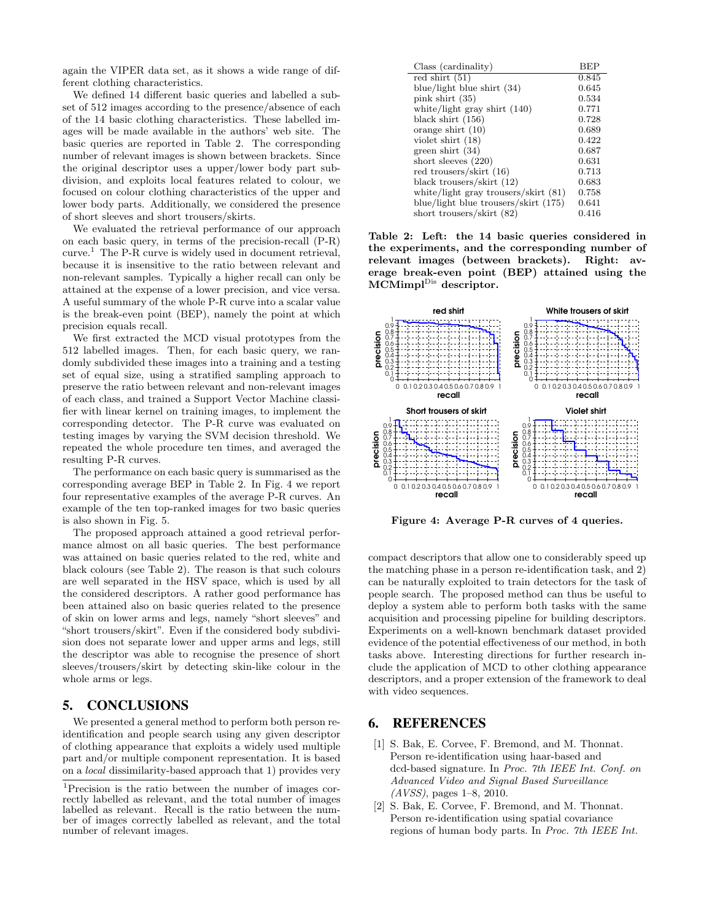again the VIPER data set, as it shows a wide range of different clothing characteristics.

We defined 14 different basic queries and labelled a subset of 512 images according to the presence/absence of each of the 14 basic clothing characteristics. These labelled images will be made available in the authors' web site. The basic queries are reported in Table 2. The corresponding number of relevant images is shown between brackets. Since the original descriptor uses a upper/lower body part subdivision, and exploits local features related to colour, we focused on colour clothing characteristics of the upper and lower body parts. Additionally, we considered the presence of short sleeves and short trousers/skirts.

We evaluated the retrieval performance of our approach on each basic query, in terms of the precision-recall (P-R) curve.[1] The P-R curve is widely used in document retrieval, because it is insensitive to the ratio between relevant and non-relevant samples. Typically a higher recall can only be attained at the expense of a lower precision, and vice versa. A useful summary of the whole P-R curve into a scalar value is the break-even point (BEP), namely the point at which precision equals recall.

We first extracted the MCD visual prototypes from the 512 labelled images. Then, for each basic query, we randomly subdivided these images into a training and a testing set of equal size, using a stratified sampling approach to preserve the ratio between relevant and non-relevant images of each class, and trained a Support Vector Machine classifier with linear kernel on training images, to implement the corresponding detector. The P-R curve was evaluated on testing images by varying the SVM decision threshold. We repeated the whole procedure ten times, and averaged the resulting P-R curves.

The performance on each basic query is summarised as the corresponding average BEP in Table 2. In Fig. 4 we report four representative examples of the average P-R curves. An example of the ten top-ranked images for two basic queries is also shown in Fig. 5.

The proposed approach attained a good retrieval performance almost on all basic queries. The best performance was attained on basic queries related to the red, white and black colours (see Table 2). The reason is that such colours are well separated in the HSV space, which is used by all the considered descriptors. A rather good performance has been attained also on basic queries related to the presence of skin on lower arms and legs, namely "short sleeves" and "short trousers/skirt". Even if the considered body subdivision does not separate lower and upper arms and legs, still the descriptor was able to recognise the presence of short sleeves/trousers/skirt by detecting skin-like colour in the whole arms or legs.

| Class (cardinality) | BEP |
|---|---|
| red shirt (51) | 0.845 |
| blue/light blue shirt (34) | 0.645 |
| pink shirt (35) | 0.534 |
| white/light gray shirt (140) | 0.771 |
| black shirt (156) | 0.728 |
| orange shirt (10) | 0.689 |
| violet shirt (18) | 0.422 |
| green shirt (34) | 0.687 |
| short sleeves (220) | 0.631 |
| red trousers/skirt (16) | 0.713 |
| black trousers/skirt (12) | 0.683 |
| white/light gray trousers/skirt (81) | 0.758 |
| blue/light blue trousers/skirt (175) | 0.641 |
| short trousers/skirt (82) | 0.416 |

**Table 2: Left: the 14 basic queries considered in the experiments, and the corresponding number of relevant images (between brackets). Right: average break-even point (BEP) attained using the MCMimpl$^{\text{Dis}}$ descriptor.**

red shirt
White trousers of skirt
Short trousers of skirt
Violet shirt
precision
recall
0 0.1 0.2 0.3 0.4 0.5 0.6 0.7 0.8 0.9 1

**Figure 4: Average P-R curves of 4 queries.**

## 5. CONCLUSIONS

We presented a general method to perform both person re-identification and people search using any given descriptor of clothing appearance that exploits a widely used multiple part and/or multiple component representation. It is based on a *local* dissimilarity-based approach that 1) provides very compact descriptors that allow one to considerably speed up the matching phase in a person re-identification task, and 2) can be naturally exploited to train detectors for the task of people search. The proposed method can thus be useful to deploy a system able to perform both tasks with the same acquisition and processing pipeline for building descriptors. Experiments on a well-known benchmark dataset provided evidence of the potential effectiveness of our method, in both tasks above. Interesting directions for further research include the application of MCD to other clothing appearance descriptors, and a proper extension of the framework to deal with video sequences.

[1] Precision is the ratio between the number of images correctly labelled as relevant, and the total number of images labelled as relevant. Recall is the ratio between the number of images correctly labelled as relevant, and the total number of relevant images.

## 6. REFERENCES

[1] S. Bak, E. Corvee, F. Bremond, and M. Thonnat. Person re-identification using haar-based and dcd-based signature. In *Proc. 7th IEEE Int. Conf. on Advanced Video and Signal Based Surveillance (AVSS)*, pages 1–8, 2010.

[2] S. Bak, E. Corvee, F. Bremond, and M. Thonnat. Person re-identification using spatial covariance regions of human body parts. In *Proc. 7th IEEE Int.*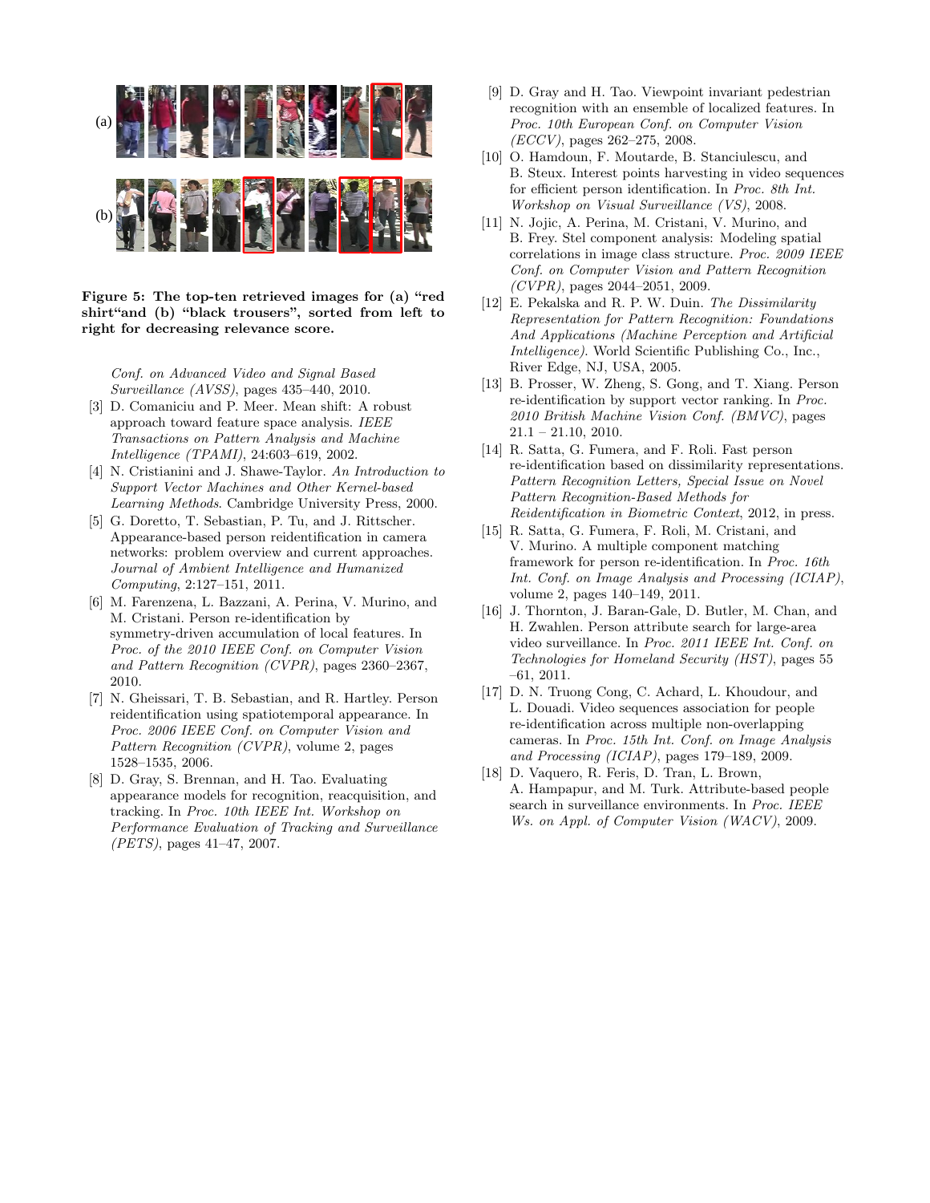(a)

(b)

**Figure 5: The top-ten retrieved images for (a) "red shirt"and (b) "black trousers", sorted from left to right for decreasing relevance score.**

*Conf. on Advanced Video and Signal Based Surveillance (AVSS)*, pages 435–440, 2010.

[3] D. Comaniciu and P. Meer. Mean shift: A robust approach toward feature space analysis. *IEEE Transactions on Pattern Analysis and Machine Intelligence (TPAMI)*, 24:603–619, 2002.

[4] N. Cristianini and J. Shawe-Taylor. *An Introduction to Support Vector Machines and Other Kernel-based Learning Methods*. Cambridge University Press, 2000.

[5] G. Doretto, T. Sebastian, P. Tu, and J. Rittscher. Appearance-based person reidentification in camera networks: problem overview and current approaches. *Journal of Ambient Intelligence and Humanized Computing*, 2:127–151, 2011.

[6] M. Farenzena, L. Bazzani, A. Perina, V. Murino, and M. Cristani. Person re-identification by symmetry-driven accumulation of local features. In *Proc. of the 2010 IEEE Conf. on Computer Vision and Pattern Recognition (CVPR)*, pages 2360–2367, 2010.

[7] N. Gheissari, T. B. Sebastian, and R. Hartley. Person reidentification using spatiotemporal appearance. In *Proc. 2006 IEEE Conf. on Computer Vision and Pattern Recognition (CVPR)*, volume 2, pages 1528–1535, 2006.

[8] D. Gray, S. Brennan, and H. Tao. Evaluating appearance models for recognition, reacquisition, and tracking. In *Proc. 10th IEEE Int. Workshop on Performance Evaluation of Tracking and Surveillance (PETS)*, pages 41–47, 2007.

[9] D. Gray and H. Tao. Viewpoint invariant pedestrian recognition with an ensemble of localized features. In *Proc. 10th European Conf. on Computer Vision (ECCV)*, pages 262–275, 2008.

[10] O. Hamdoun, F. Moutarde, B. Stanciulescu, and B. Steux. Interest points harvesting in video sequences for efficient person identification. In *Proc. 8th Int. Workshop on Visual Surveillance (VS)*, 2008.

[11] N. Jojic, A. Perina, M. Cristani, V. Murino, and B. Frey. Stel component analysis: Modeling spatial correlations in image class structure. *Proc. 2009 IEEE Conf. on Computer Vision and Pattern Recognition (CVPR)*, pages 2044–2051, 2009.

[12] E. Pekalska and R. P. W. Duin. *The Dissimilarity Representation for Pattern Recognition: Foundations And Applications (Machine Perception and Artificial Intelligence)*. World Scientific Publishing Co., Inc., River Edge, NJ, USA, 2005.

[13] B. Prosser, W. Zheng, S. Gong, and T. Xiang. Person re-identification by support vector ranking. In *Proc. 2010 British Machine Vision Conf. (BMVC)*, pages 21.1 – 21.10, 2010.

[14] R. Satta, G. Fumera, and F. Roli. Fast person re-identification based on dissimilarity representations. *Pattern Recognition Letters, Special Issue on Novel Pattern Recognition-Based Methods for Reidentification in Biometric Context*, 2012, in press.

[15] R. Satta, G. Fumera, F. Roli, M. Cristani, and V. Murino. A multiple component matching framework for person re-identification. In *Proc. 16th Int. Conf. on Image Analysis and Processing (ICIAP)*, volume 2, pages 140–149, 2011.

[16] J. Thornton, J. Baran-Gale, D. Butler, M. Chan, and H. Zwahlen. Person attribute search for large-area video surveillance. In *Proc. 2011 IEEE Int. Conf. on Technologies for Homeland Security (HST)*, pages 55 –61, 2011.

[17] D. N. Truong Cong, C. Achard, L. Khoudour, and L. Douadi. Video sequences association for people re-identification across multiple non-overlapping cameras. In *Proc. 15th Int. Conf. on Image Analysis and Processing (ICIAP)*, pages 179–189, 2009.

[18] D. Vaquero, R. Feris, D. Tran, L. Brown, A. Hampapur, and M. Turk. Attribute-based people search in surveillance environments. In *Proc. IEEE Ws. on Appl. of Computer Vision (WACV)*, 2009.